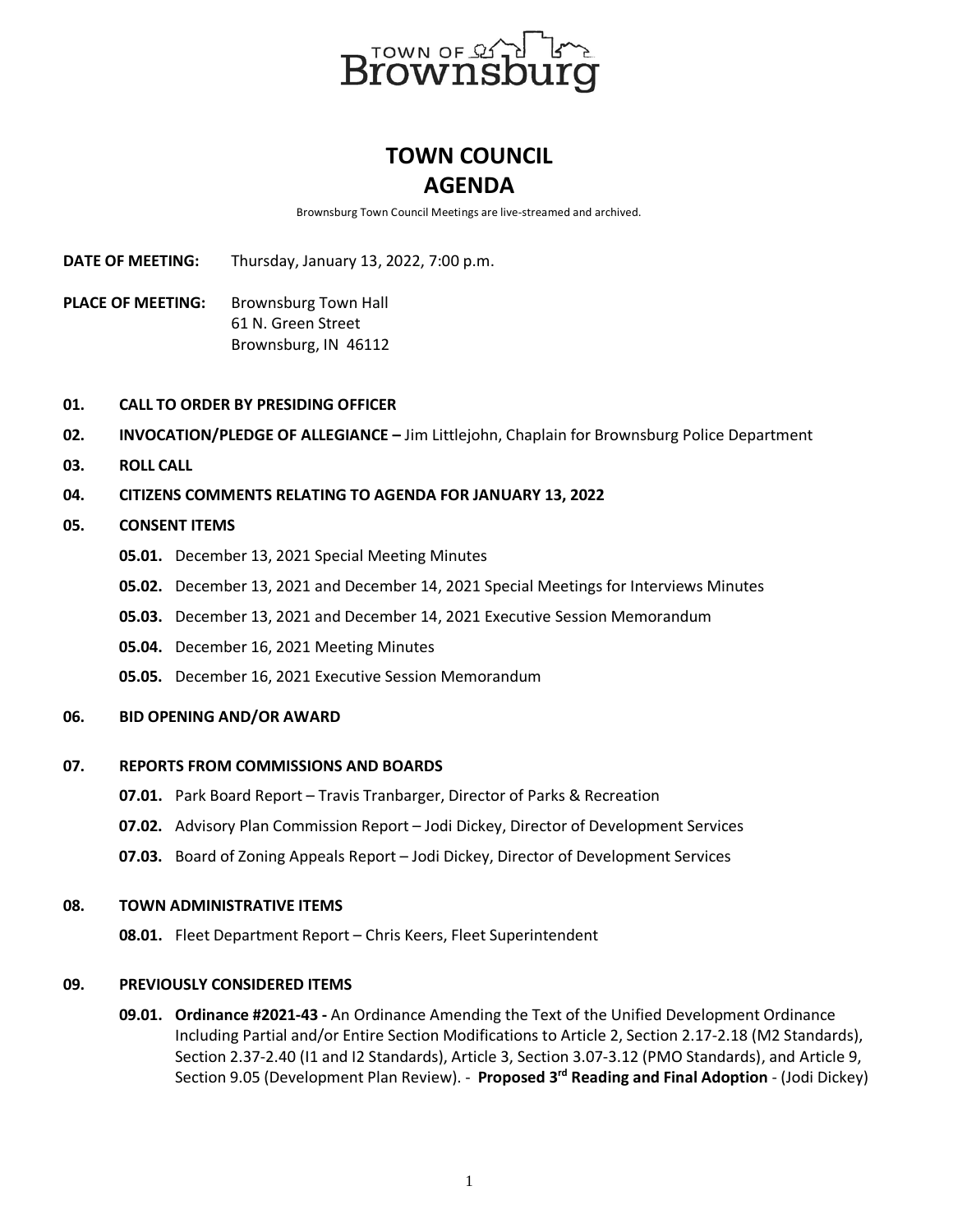TOWN OF Brownsburg

# TOWN COUNCIL
# AGENDA

Brownsburg Town Council Meetings are live-streamed and archived.

**DATE OF MEETING:** Thursday, January 13, 2022, 7:00 p.m.

**PLACE OF MEETING:** Brownsburg Town Hall
61 N. Green Street
Brownsburg, IN 46112

**01. CALL TO ORDER BY PRESIDING OFFICER**

**02. INVOCATION/PLEDGE OF ALLEGIANCE –** Jim Littlejohn, Chaplain for Brownsburg Police Department

**03. ROLL CALL**

**04. CITIZENS COMMENTS RELATING TO AGENDA FOR JANUARY 13, 2022**

**05. CONSENT ITEMS**

- **05.01.** December 13, 2021 Special Meeting Minutes
- **05.02.** December 13, 2021 and December 14, 2021 Special Meetings for Interviews Minutes
- **05.03.** December 13, 2021 and December 14, 2021 Executive Session Memorandum
- **05.04.** December 16, 2021 Meeting Minutes
- **05.05.** December 16, 2021 Executive Session Memorandum

**06. BID OPENING AND/OR AWARD**

**07. REPORTS FROM COMMISSIONS AND BOARDS**

- **07.01.** Park Board Report – Travis Tranbarger, Director of Parks & Recreation
- **07.02.** Advisory Plan Commission Report – Jodi Dickey, Director of Development Services
- **07.03.** Board of Zoning Appeals Report – Jodi Dickey, Director of Development Services

**08. TOWN ADMINISTRATIVE ITEMS**

- **08.01.** Fleet Department Report – Chris Keers, Fleet Superintendent

**09. PREVIOUSLY CONSIDERED ITEMS**

- **09.01. Ordinance #2021-43 -** An Ordinance Amending the Text of the Unified Development Ordinance Including Partial and/or Entire Section Modifications to Article 2, Section 2.17-2.18 (M2 Standards), Section 2.37-2.40 (I1 and I2 Standards), Article 3, Section 3.07-3.12 (PMO Standards), and Article 9, Section 9.05 (Development Plan Review). - **Proposed 3rd Reading and Final Adoption** - (Jodi Dickey)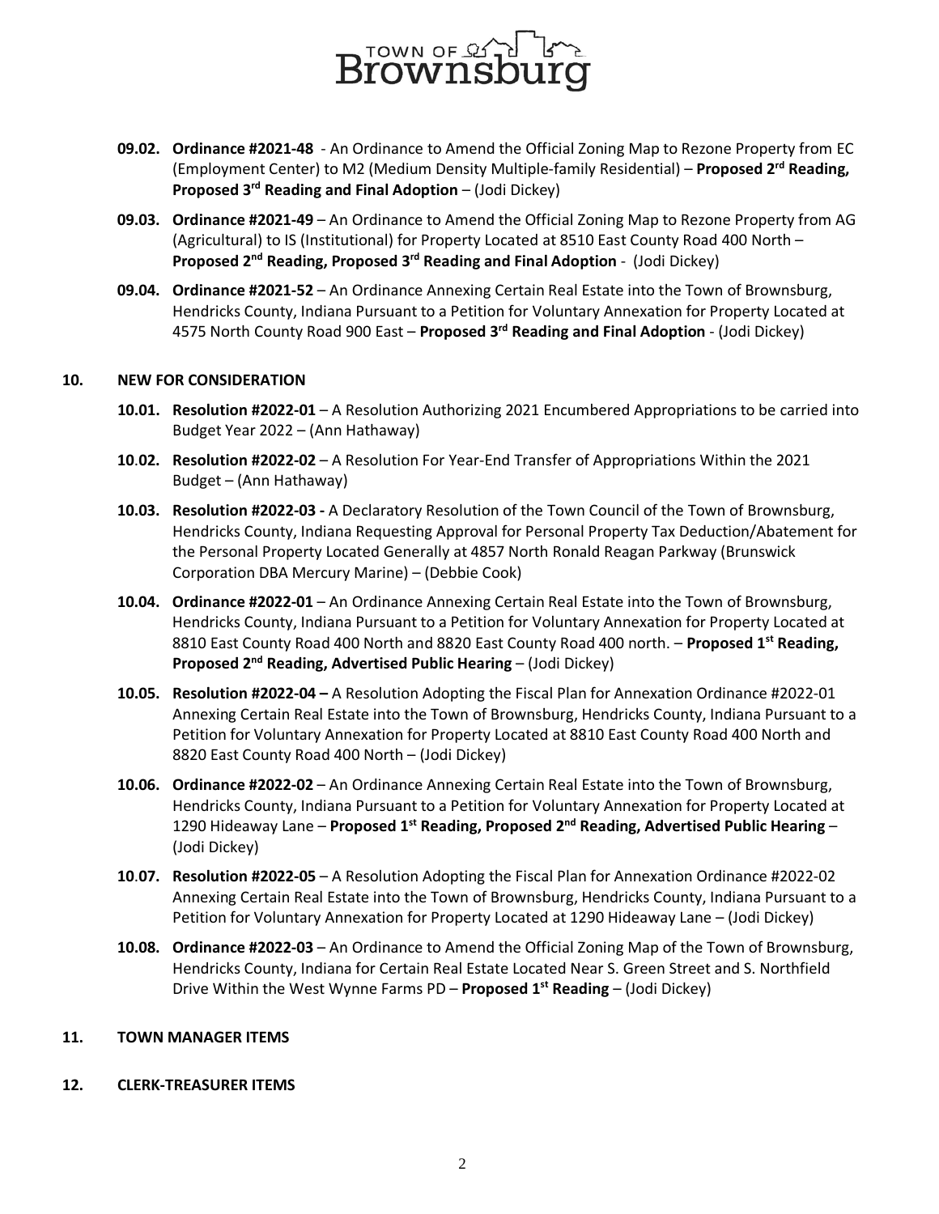- **09.02. Ordinance #2021-48** - An Ordinance to Amend the Official Zoning Map to Rezone Property from EC (Employment Center) to M2 (Medium Density Multiple-family Residential) – **Proposed 2rd Reading, Proposed 3rd Reading and Final Adoption** – (Jodi Dickey)
- **09.03. Ordinance #2021-49** – An Ordinance to Amend the Official Zoning Map to Rezone Property from AG (Agricultural) to IS (Institutional) for Property Located at 8510 East County Road 400 North – **Proposed 2nd Reading, Proposed 3rd Reading and Final Adoption** - (Jodi Dickey)
- **09.04. Ordinance #2021-52** – An Ordinance Annexing Certain Real Estate into the Town of Brownsburg, Hendricks County, Indiana Pursuant to a Petition for Voluntary Annexation for Property Located at 4575 North County Road 900 East – **Proposed 3rd Reading and Final Adoption** - (Jodi Dickey)

## 10. NEW FOR CONSIDERATION

- **10.01. Resolution #2022-01** – A Resolution Authorizing 2021 Encumbered Appropriations to be carried into Budget Year 2022 – (Ann Hathaway)
- **10.02. Resolution #2022-02** – A Resolution For Year-End Transfer of Appropriations Within the 2021 Budget – (Ann Hathaway)
- **10.03. Resolution #2022-03 -** A Declaratory Resolution of the Town Council of the Town of Brownsburg, Hendricks County, Indiana Requesting Approval for Personal Property Tax Deduction/Abatement for the Personal Property Located Generally at 4857 North Ronald Reagan Parkway (Brunswick Corporation DBA Mercury Marine) – (Debbie Cook)
- **10.04. Ordinance #2022-01** – An Ordinance Annexing Certain Real Estate into the Town of Brownsburg, Hendricks County, Indiana Pursuant to a Petition for Voluntary Annexation for Property Located at 8810 East County Road 400 North and 8820 East County Road 400 north. – **Proposed 1st Reading, Proposed 2nd Reading, Advertised Public Hearing** – (Jodi Dickey)
- **10.05. Resolution #2022-04 –** A Resolution Adopting the Fiscal Plan for Annexation Ordinance #2022-01 Annexing Certain Real Estate into the Town of Brownsburg, Hendricks County, Indiana Pursuant to a Petition for Voluntary Annexation for Property Located at 8810 East County Road 400 North and 8820 East County Road 400 North – (Jodi Dickey)
- **10.06. Ordinance #2022-02** – An Ordinance Annexing Certain Real Estate into the Town of Brownsburg, Hendricks County, Indiana Pursuant to a Petition for Voluntary Annexation for Property Located at 1290 Hideaway Lane – **Proposed 1st Reading, Proposed 2nd Reading, Advertised Public Hearing** – (Jodi Dickey)
- **10.07. Resolution #2022-05** – A Resolution Adopting the Fiscal Plan for Annexation Ordinance #2022-02 Annexing Certain Real Estate into the Town of Brownsburg, Hendricks County, Indiana Pursuant to a Petition for Voluntary Annexation for Property Located at 1290 Hideaway Lane – (Jodi Dickey)
- **10.08. Ordinance #2022-03** – An Ordinance to Amend the Official Zoning Map of the Town of Brownsburg, Hendricks County, Indiana for Certain Real Estate Located Near S. Green Street and S. Northfield Drive Within the West Wynne Farms PD – **Proposed 1st Reading** – (Jodi Dickey)

## 11. TOWN MANAGER ITEMS

## 12. CLERK-TREASURER ITEMS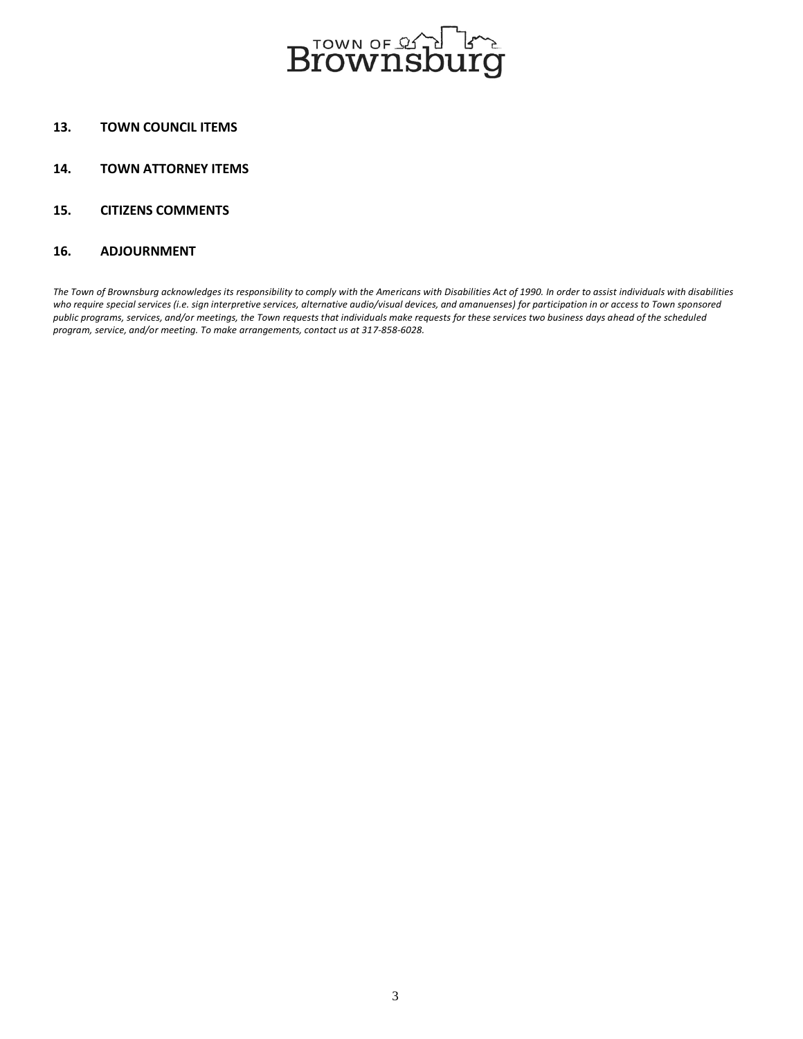## 13. TOWN COUNCIL ITEMS

## 14. TOWN ATTORNEY ITEMS

## 15. CITIZENS COMMENTS

## 16. ADJOURNMENT

*The Town of Brownsburg acknowledges its responsibility to comply with the Americans with Disabilities Act of 1990. In order to assist individuals with disabilities who require special services (i.e. sign interpretive services, alternative audio/visual devices, and amanuenses) for participation in or access to Town sponsored public programs, services, and/or meetings, the Town requests that individuals make requests for these services two business days ahead of the scheduled program, service, and/or meeting. To make arrangements, contact us at 317-858-6028.*